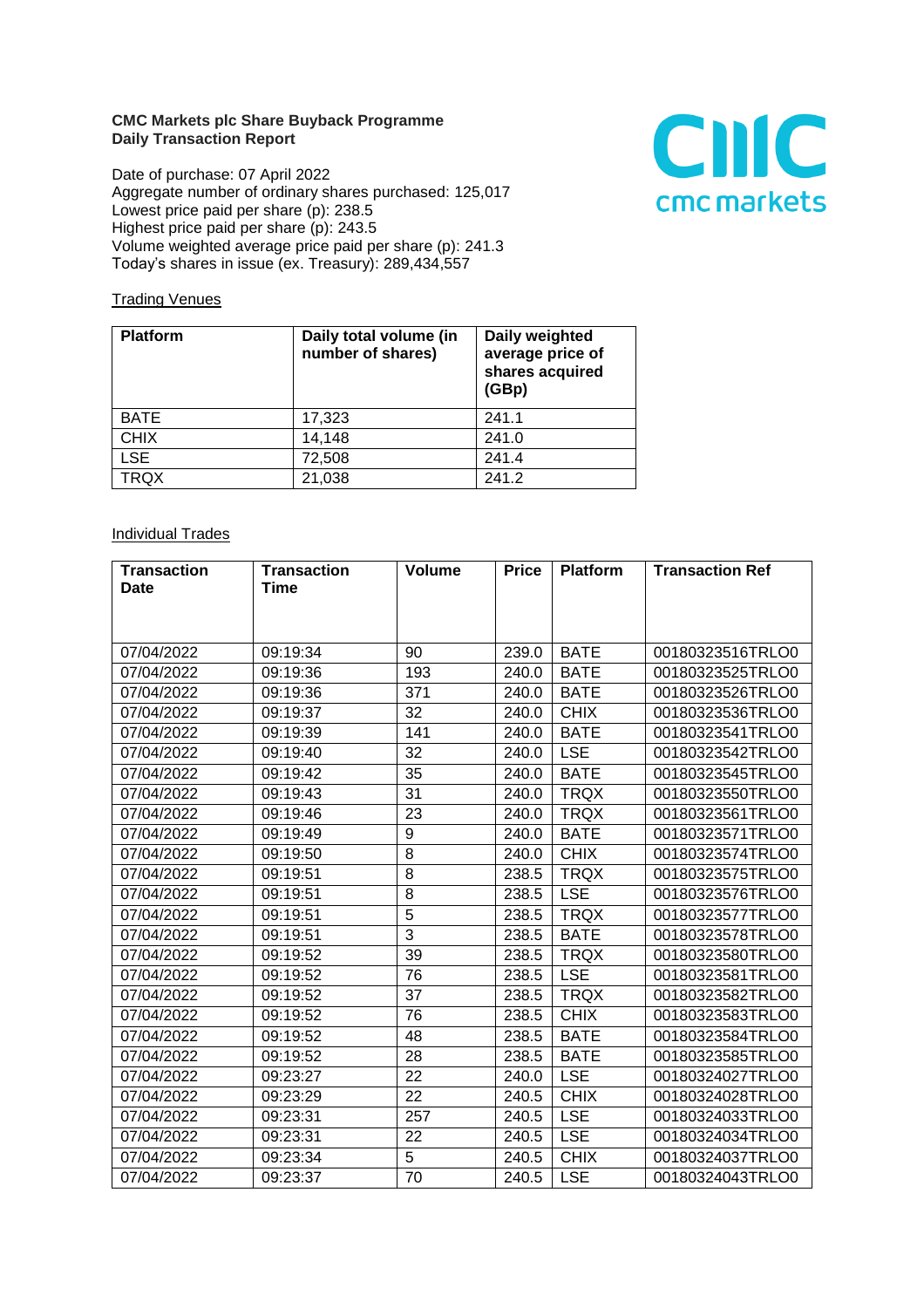**CMC Markets plc Share Buyback Programme**
**Daily Transaction Report**

Date of purchase: 07 April 2022
Aggregate number of ordinary shares purchased: 125,017
Lowest price paid per share (p): 238.5
Highest price paid per share (p): 243.5
Volume weighted average price paid per share (p): 241.3
Today's shares in issue (ex. Treasury): 289,434,557

Trading Venues

| Platform | Daily total volume (in number of shares) | Daily weighted average price of shares acquired (GBp) |
|---|---|---|
| BATE | 17,323 | 241.1 |
| CHIX | 14,148 | 241.0 |
| LSE | 72,508 | 241.4 |
| TRQX | 21,038 | 241.2 |

Individual Trades

| Transaction Date | Transaction Time | Volume | Price | Platform | Transaction Ref |
|---|---|---|---|---|---|
| 07/04/2022 | 09:19:34 | 90 | 239.0 | BATE | 00180323516TRLO0 |
| 07/04/2022 | 09:19:36 | 193 | 240.0 | BATE | 00180323525TRLO0 |
| 07/04/2022 | 09:19:36 | 371 | 240.0 | BATE | 00180323526TRLO0 |
| 07/04/2022 | 09:19:37 | 32 | 240.0 | CHIX | 00180323536TRLO0 |
| 07/04/2022 | 09:19:39 | 141 | 240.0 | BATE | 00180323541TRLO0 |
| 07/04/2022 | 09:19:40 | 32 | 240.0 | LSE | 00180323542TRLO0 |
| 07/04/2022 | 09:19:42 | 35 | 240.0 | BATE | 00180323545TRLO0 |
| 07/04/2022 | 09:19:43 | 31 | 240.0 | TRQX | 00180323550TRLO0 |
| 07/04/2022 | 09:19:46 | 23 | 240.0 | TRQX | 00180323561TRLO0 |
| 07/04/2022 | 09:19:49 | 9 | 240.0 | BATE | 00180323571TRLO0 |
| 07/04/2022 | 09:19:50 | 8 | 240.0 | CHIX | 00180323574TRLO0 |
| 07/04/2022 | 09:19:51 | 8 | 238.5 | TRQX | 00180323575TRLO0 |
| 07/04/2022 | 09:19:51 | 8 | 238.5 | LSE | 00180323576TRLO0 |
| 07/04/2022 | 09:19:51 | 5 | 238.5 | TRQX | 00180323577TRLO0 |
| 07/04/2022 | 09:19:51 | 3 | 238.5 | BATE | 00180323578TRLO0 |
| 07/04/2022 | 09:19:52 | 39 | 238.5 | TRQX | 00180323580TRLO0 |
| 07/04/2022 | 09:19:52 | 76 | 238.5 | LSE | 00180323581TRLO0 |
| 07/04/2022 | 09:19:52 | 37 | 238.5 | TRQX | 00180323582TRLO0 |
| 07/04/2022 | 09:19:52 | 76 | 238.5 | CHIX | 00180323583TRLO0 |
| 07/04/2022 | 09:19:52 | 48 | 238.5 | BATE | 00180323584TRLO0 |
| 07/04/2022 | 09:19:52 | 28 | 238.5 | BATE | 00180323585TRLO0 |
| 07/04/2022 | 09:23:27 | 22 | 240.0 | LSE | 00180324027TRLO0 |
| 07/04/2022 | 09:23:29 | 22 | 240.5 | CHIX | 00180324028TRLO0 |
| 07/04/2022 | 09:23:31 | 257 | 240.5 | LSE | 00180324033TRLO0 |
| 07/04/2022 | 09:23:31 | 22 | 240.5 | LSE | 00180324034TRLO0 |
| 07/04/2022 | 09:23:34 | 5 | 240.5 | CHIX | 00180324037TRLO0 |
| 07/04/2022 | 09:23:37 | 70 | 240.5 | LSE | 00180324043TRLO0 |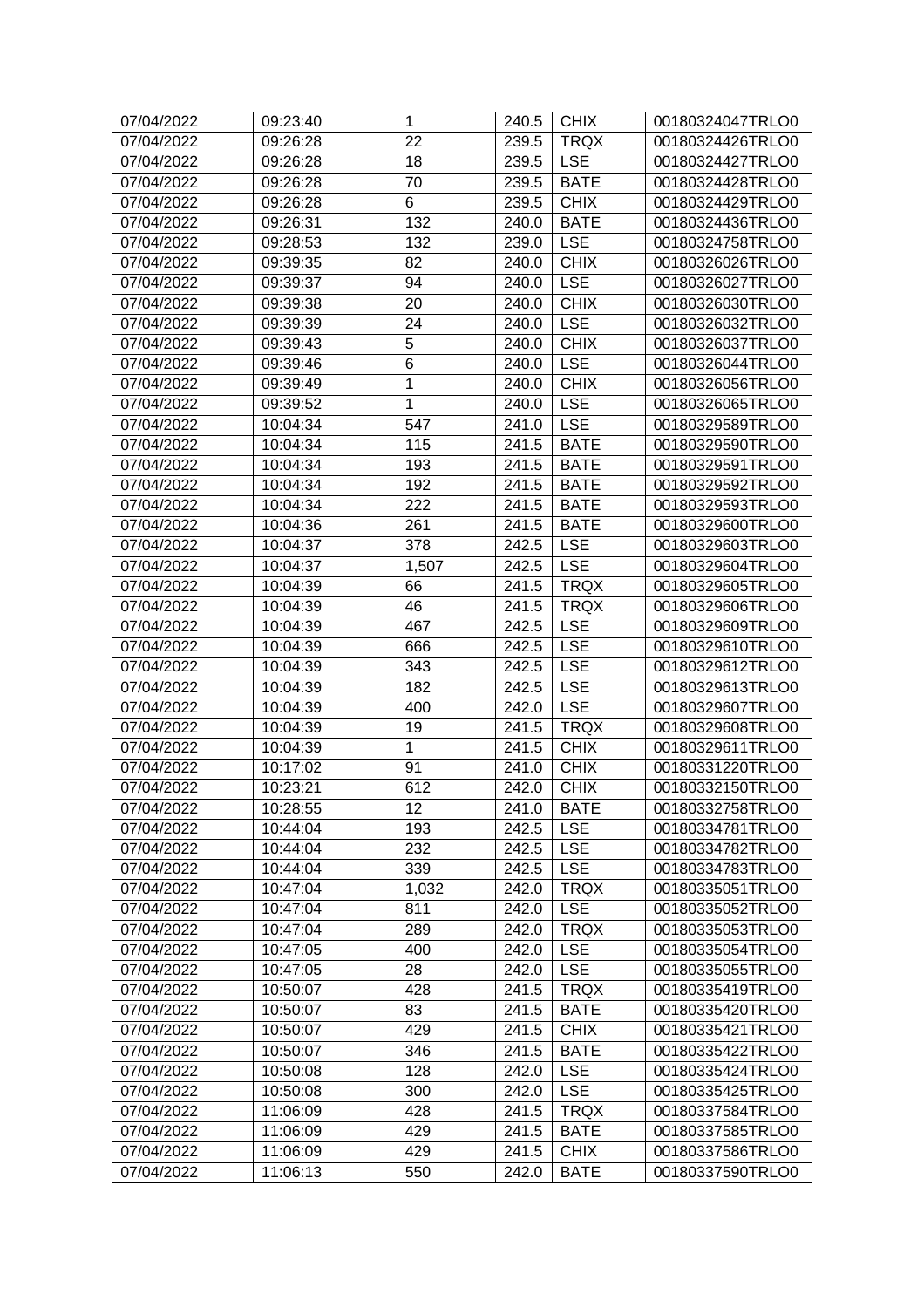| 07/04/2022 | 09:23:40 | 1 | 240.5 | CHIX | 00180324047TRLO0 |
|---|---|---|---|---|---|
| 07/04/2022 | 09:26:28 | 22 | 239.5 | TRQX | 00180324426TRLO0 |
| 07/04/2022 | 09:26:28 | 18 | 239.5 | LSE | 00180324427TRLO0 |
| 07/04/2022 | 09:26:28 | 70 | 239.5 | BATE | 00180324428TRLO0 |
| 07/04/2022 | 09:26:28 | 6 | 239.5 | CHIX | 00180324429TRLO0 |
| 07/04/2022 | 09:26:31 | 132 | 240.0 | BATE | 00180324436TRLO0 |
| 07/04/2022 | 09:28:53 | 132 | 239.0 | LSE | 00180324758TRLO0 |
| 07/04/2022 | 09:39:35 | 82 | 240.0 | CHIX | 00180326026TRLO0 |
| 07/04/2022 | 09:39:37 | 94 | 240.0 | LSE | 00180326027TRLO0 |
| 07/04/2022 | 09:39:38 | 20 | 240.0 | CHIX | 00180326030TRLO0 |
| 07/04/2022 | 09:39:39 | 24 | 240.0 | LSE | 00180326032TRLO0 |
| 07/04/2022 | 09:39:43 | 5 | 240.0 | CHIX | 00180326037TRLO0 |
| 07/04/2022 | 09:39:46 | 6 | 240.0 | LSE | 00180326044TRLO0 |
| 07/04/2022 | 09:39:49 | 1 | 240.0 | CHIX | 00180326056TRLO0 |
| 07/04/2022 | 09:39:52 | 1 | 240.0 | LSE | 00180326065TRLO0 |
| 07/04/2022 | 10:04:34 | 547 | 241.0 | LSE | 00180329589TRLO0 |
| 07/04/2022 | 10:04:34 | 115 | 241.5 | BATE | 00180329590TRLO0 |
| 07/04/2022 | 10:04:34 | 193 | 241.5 | BATE | 00180329591TRLO0 |
| 07/04/2022 | 10:04:34 | 192 | 241.5 | BATE | 00180329592TRLO0 |
| 07/04/2022 | 10:04:34 | 222 | 241.5 | BATE | 00180329593TRLO0 |
| 07/04/2022 | 10:04:36 | 261 | 241.5 | BATE | 00180329600TRLO0 |
| 07/04/2022 | 10:04:37 | 378 | 242.5 | LSE | 00180329603TRLO0 |
| 07/04/2022 | 10:04:37 | 1,507 | 242.5 | LSE | 00180329604TRLO0 |
| 07/04/2022 | 10:04:39 | 66 | 241.5 | TRQX | 00180329605TRLO0 |
| 07/04/2022 | 10:04:39 | 46 | 241.5 | TRQX | 00180329606TRLO0 |
| 07/04/2022 | 10:04:39 | 467 | 242.5 | LSE | 00180329609TRLO0 |
| 07/04/2022 | 10:04:39 | 666 | 242.5 | LSE | 00180329610TRLO0 |
| 07/04/2022 | 10:04:39 | 343 | 242.5 | LSE | 00180329612TRLO0 |
| 07/04/2022 | 10:04:39 | 182 | 242.5 | LSE | 00180329613TRLO0 |
| 07/04/2022 | 10:04:39 | 400 | 242.0 | LSE | 00180329607TRLO0 |
| 07/04/2022 | 10:04:39 | 19 | 241.5 | TRQX | 00180329608TRLO0 |
| 07/04/2022 | 10:04:39 | 1 | 241.5 | CHIX | 00180329611TRLO0 |
| 07/04/2022 | 10:17:02 | 91 | 241.0 | CHIX | 00180331220TRLO0 |
| 07/04/2022 | 10:23:21 | 612 | 242.0 | CHIX | 00180332150TRLO0 |
| 07/04/2022 | 10:28:55 | 12 | 241.0 | BATE | 00180332758TRLO0 |
| 07/04/2022 | 10:44:04 | 193 | 242.5 | LSE | 00180334781TRLO0 |
| 07/04/2022 | 10:44:04 | 232 | 242.5 | LSE | 00180334782TRLO0 |
| 07/04/2022 | 10:44:04 | 339 | 242.5 | LSE | 00180334783TRLO0 |
| 07/04/2022 | 10:47:04 | 1,032 | 242.0 | TRQX | 00180335051TRLO0 |
| 07/04/2022 | 10:47:04 | 811 | 242.0 | LSE | 00180335052TRLO0 |
| 07/04/2022 | 10:47:04 | 289 | 242.0 | TRQX | 00180335053TRLO0 |
| 07/04/2022 | 10:47:05 | 400 | 242.0 | LSE | 00180335054TRLO0 |
| 07/04/2022 | 10:47:05 | 28 | 242.0 | LSE | 00180335055TRLO0 |
| 07/04/2022 | 10:50:07 | 428 | 241.5 | TRQX | 00180335419TRLO0 |
| 07/04/2022 | 10:50:07 | 83 | 241.5 | BATE | 00180335420TRLO0 |
| 07/04/2022 | 10:50:07 | 429 | 241.5 | CHIX | 00180335421TRLO0 |
| 07/04/2022 | 10:50:07 | 346 | 241.5 | BATE | 00180335422TRLO0 |
| 07/04/2022 | 10:50:08 | 128 | 242.0 | LSE | 00180335424TRLO0 |
| 07/04/2022 | 10:50:08 | 300 | 242.0 | LSE | 00180335425TRLO0 |
| 07/04/2022 | 11:06:09 | 428 | 241.5 | TRQX | 00180337584TRLO0 |
| 07/04/2022 | 11:06:09 | 429 | 241.5 | BATE | 00180337585TRLO0 |
| 07/04/2022 | 11:06:09 | 429 | 241.5 | CHIX | 00180337586TRLO0 |
| 07/04/2022 | 11:06:13 | 550 | 242.0 | BATE | 00180337590TRLO0 |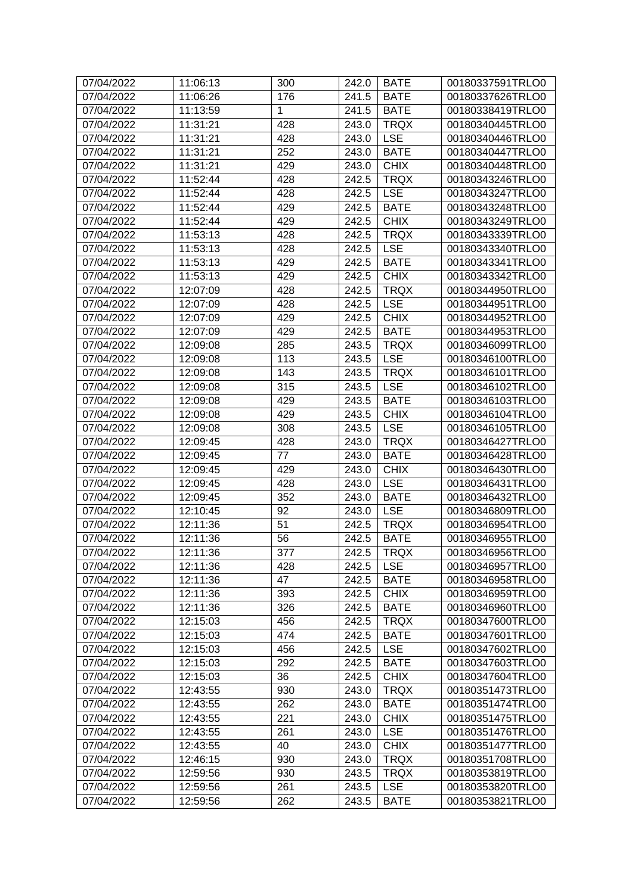| 07/04/2022 | 11:06:13 | 300 | 242.0 | BATE | 00180337591TRLO0 |
|---|---|---|---|---|---|
| 07/04/2022 | 11:06:26 | 176 | 241.5 | BATE | 00180337626TRLO0 |
| 07/04/2022 | 11:13:59 | 1 | 241.5 | BATE | 00180338419TRLO0 |
| 07/04/2022 | 11:31:21 | 428 | 243.0 | TRQX | 00180340445TRLO0 |
| 07/04/2022 | 11:31:21 | 428 | 243.0 | LSE | 00180340446TRLO0 |
| 07/04/2022 | 11:31:21 | 252 | 243.0 | BATE | 00180340447TRLO0 |
| 07/04/2022 | 11:31:21 | 429 | 243.0 | CHIX | 00180340448TRLO0 |
| 07/04/2022 | 11:52:44 | 428 | 242.5 | TRQX | 00180343246TRLO0 |
| 07/04/2022 | 11:52:44 | 428 | 242.5 | LSE | 00180343247TRLO0 |
| 07/04/2022 | 11:52:44 | 429 | 242.5 | BATE | 00180343248TRLO0 |
| 07/04/2022 | 11:52:44 | 429 | 242.5 | CHIX | 00180343249TRLO0 |
| 07/04/2022 | 11:53:13 | 428 | 242.5 | TRQX | 00180343339TRLO0 |
| 07/04/2022 | 11:53:13 | 428 | 242.5 | LSE | 00180343340TRLO0 |
| 07/04/2022 | 11:53:13 | 429 | 242.5 | BATE | 00180343341TRLO0 |
| 07/04/2022 | 11:53:13 | 429 | 242.5 | CHIX | 00180343342TRLO0 |
| 07/04/2022 | 12:07:09 | 428 | 242.5 | TRQX | 00180344950TRLO0 |
| 07/04/2022 | 12:07:09 | 428 | 242.5 | LSE | 00180344951TRLO0 |
| 07/04/2022 | 12:07:09 | 429 | 242.5 | CHIX | 00180344952TRLO0 |
| 07/04/2022 | 12:07:09 | 429 | 242.5 | BATE | 00180344953TRLO0 |
| 07/04/2022 | 12:09:08 | 285 | 243.5 | TRQX | 00180346099TRLO0 |
| 07/04/2022 | 12:09:08 | 113 | 243.5 | LSE | 00180346100TRLO0 |
| 07/04/2022 | 12:09:08 | 143 | 243.5 | TRQX | 00180346101TRLO0 |
| 07/04/2022 | 12:09:08 | 315 | 243.5 | LSE | 00180346102TRLO0 |
| 07/04/2022 | 12:09:08 | 429 | 243.5 | BATE | 00180346103TRLO0 |
| 07/04/2022 | 12:09:08 | 429 | 243.5 | CHIX | 00180346104TRLO0 |
| 07/04/2022 | 12:09:08 | 308 | 243.5 | LSE | 00180346105TRLO0 |
| 07/04/2022 | 12:09:45 | 428 | 243.0 | TRQX | 00180346427TRLO0 |
| 07/04/2022 | 12:09:45 | 77 | 243.0 | BATE | 00180346428TRLO0 |
| 07/04/2022 | 12:09:45 | 429 | 243.0 | CHIX | 00180346430TRLO0 |
| 07/04/2022 | 12:09:45 | 428 | 243.0 | LSE | 00180346431TRLO0 |
| 07/04/2022 | 12:09:45 | 352 | 243.0 | BATE | 00180346432TRLO0 |
| 07/04/2022 | 12:10:45 | 92 | 243.0 | LSE | 00180346809TRLO0 |
| 07/04/2022 | 12:11:36 | 51 | 242.5 | TRQX | 00180346954TRLO0 |
| 07/04/2022 | 12:11:36 | 56 | 242.5 | BATE | 00180346955TRLO0 |
| 07/04/2022 | 12:11:36 | 377 | 242.5 | TRQX | 00180346956TRLO0 |
| 07/04/2022 | 12:11:36 | 428 | 242.5 | LSE | 00180346957TRLO0 |
| 07/04/2022 | 12:11:36 | 47 | 242.5 | BATE | 00180346958TRLO0 |
| 07/04/2022 | 12:11:36 | 393 | 242.5 | CHIX | 00180346959TRLO0 |
| 07/04/2022 | 12:11:36 | 326 | 242.5 | BATE | 00180346960TRLO0 |
| 07/04/2022 | 12:15:03 | 456 | 242.5 | TRQX | 00180347600TRLO0 |
| 07/04/2022 | 12:15:03 | 474 | 242.5 | BATE | 00180347601TRLO0 |
| 07/04/2022 | 12:15:03 | 456 | 242.5 | LSE | 00180347602TRLO0 |
| 07/04/2022 | 12:15:03 | 292 | 242.5 | BATE | 00180347603TRLO0 |
| 07/04/2022 | 12:15:03 | 36 | 242.5 | CHIX | 00180347604TRLO0 |
| 07/04/2022 | 12:43:55 | 930 | 243.0 | TRQX | 00180351473TRLO0 |
| 07/04/2022 | 12:43:55 | 262 | 243.0 | BATE | 00180351474TRLO0 |
| 07/04/2022 | 12:43:55 | 221 | 243.0 | CHIX | 00180351475TRLO0 |
| 07/04/2022 | 12:43:55 | 261 | 243.0 | LSE | 00180351476TRLO0 |
| 07/04/2022 | 12:43:55 | 40 | 243.0 | CHIX | 00180351477TRLO0 |
| 07/04/2022 | 12:46:15 | 930 | 243.0 | TRQX | 00180351708TRLO0 |
| 07/04/2022 | 12:59:56 | 930 | 243.5 | TRQX | 00180353819TRLO0 |
| 07/04/2022 | 12:59:56 | 261 | 243.5 | LSE | 00180353820TRLO0 |
| 07/04/2022 | 12:59:56 | 262 | 243.5 | BATE | 00180353821TRLO0 |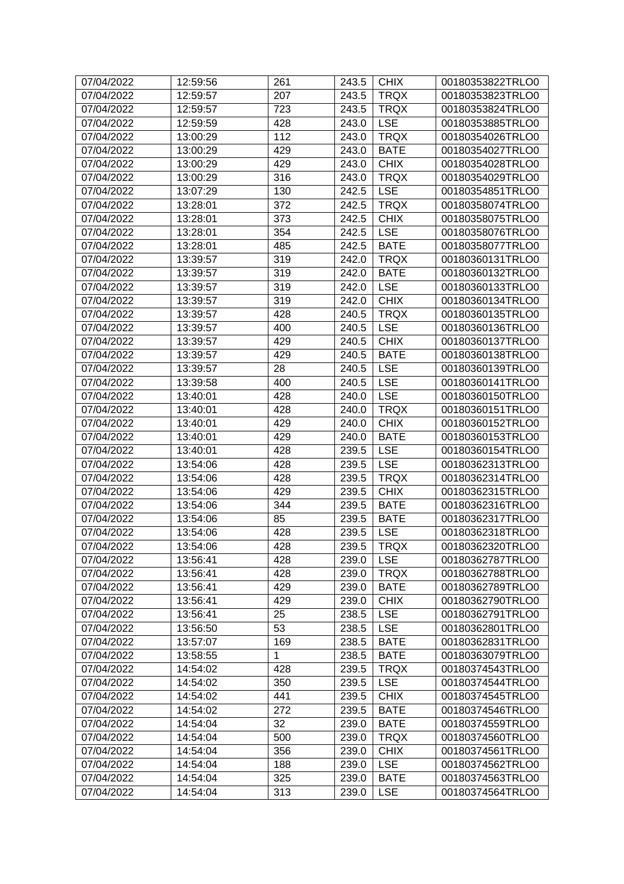| 07/04/2022 | 12:59:56 | 261 | 243.5 | CHIX | 00180353822TRLO0 |
|---|---|---|---|---|---|
| 07/04/2022 | 12:59:57 | 207 | 243.5 | TRQX | 00180353823TRLO0 |
| 07/04/2022 | 12:59:57 | 723 | 243.5 | TRQX | 00180353824TRLO0 |
| 07/04/2022 | 12:59:59 | 428 | 243.0 | LSE | 00180353885TRLO0 |
| 07/04/2022 | 13:00:29 | 112 | 243.0 | TRQX | 00180354026TRLO0 |
| 07/04/2022 | 13:00:29 | 429 | 243.0 | BATE | 00180354027TRLO0 |
| 07/04/2022 | 13:00:29 | 429 | 243.0 | CHIX | 00180354028TRLO0 |
| 07/04/2022 | 13:00:29 | 316 | 243.0 | TRQX | 00180354029TRLO0 |
| 07/04/2022 | 13:07:29 | 130 | 242.5 | LSE | 00180354851TRLO0 |
| 07/04/2022 | 13:28:01 | 372 | 242.5 | TRQX | 00180358074TRLO0 |
| 07/04/2022 | 13:28:01 | 373 | 242.5 | CHIX | 00180358075TRLO0 |
| 07/04/2022 | 13:28:01 | 354 | 242.5 | LSE | 00180358076TRLO0 |
| 07/04/2022 | 13:28:01 | 485 | 242.5 | BATE | 00180358077TRLO0 |
| 07/04/2022 | 13:39:57 | 319 | 242.0 | TRQX | 00180360131TRLO0 |
| 07/04/2022 | 13:39:57 | 319 | 242.0 | BATE | 00180360132TRLO0 |
| 07/04/2022 | 13:39:57 | 319 | 242.0 | LSE | 00180360133TRLO0 |
| 07/04/2022 | 13:39:57 | 319 | 242.0 | CHIX | 00180360134TRLO0 |
| 07/04/2022 | 13:39:57 | 428 | 240.5 | TRQX | 00180360135TRLO0 |
| 07/04/2022 | 13:39:57 | 400 | 240.5 | LSE | 00180360136TRLO0 |
| 07/04/2022 | 13:39:57 | 429 | 240.5 | CHIX | 00180360137TRLO0 |
| 07/04/2022 | 13:39:57 | 429 | 240.5 | BATE | 00180360138TRLO0 |
| 07/04/2022 | 13:39:57 | 28 | 240.5 | LSE | 00180360139TRLO0 |
| 07/04/2022 | 13:39:58 | 400 | 240.5 | LSE | 00180360141TRLO0 |
| 07/04/2022 | 13:40:01 | 428 | 240.0 | LSE | 00180360150TRLO0 |
| 07/04/2022 | 13:40:01 | 428 | 240.0 | TRQX | 00180360151TRLO0 |
| 07/04/2022 | 13:40:01 | 429 | 240.0 | CHIX | 00180360152TRLO0 |
| 07/04/2022 | 13:40:01 | 429 | 240.0 | BATE | 00180360153TRLO0 |
| 07/04/2022 | 13:40:01 | 428 | 239.5 | LSE | 00180360154TRLO0 |
| 07/04/2022 | 13:54:06 | 428 | 239.5 | LSE | 00180362313TRLO0 |
| 07/04/2022 | 13:54:06 | 428 | 239.5 | TRQX | 00180362314TRLO0 |
| 07/04/2022 | 13:54:06 | 429 | 239.5 | CHIX | 00180362315TRLO0 |
| 07/04/2022 | 13:54:06 | 344 | 239.5 | BATE | 00180362316TRLO0 |
| 07/04/2022 | 13:54:06 | 85 | 239.5 | BATE | 00180362317TRLO0 |
| 07/04/2022 | 13:54:06 | 428 | 239.5 | LSE | 00180362318TRLO0 |
| 07/04/2022 | 13:54:06 | 428 | 239.5 | TRQX | 00180362320TRLO0 |
| 07/04/2022 | 13:56:41 | 428 | 239.0 | LSE | 00180362787TRLO0 |
| 07/04/2022 | 13:56:41 | 428 | 239.0 | TRQX | 00180362788TRLO0 |
| 07/04/2022 | 13:56:41 | 429 | 239.0 | BATE | 00180362789TRLO0 |
| 07/04/2022 | 13:56:41 | 429 | 239.0 | CHIX | 00180362790TRLO0 |
| 07/04/2022 | 13:56:41 | 25 | 238.5 | LSE | 00180362791TRLO0 |
| 07/04/2022 | 13:56:50 | 53 | 238.5 | LSE | 00180362801TRLO0 |
| 07/04/2022 | 13:57:07 | 169 | 238.5 | BATE | 00180362831TRLO0 |
| 07/04/2022 | 13:58:55 | 1 | 238.5 | BATE | 00180363079TRLO0 |
| 07/04/2022 | 14:54:02 | 428 | 239.5 | TRQX | 00180374543TRLO0 |
| 07/04/2022 | 14:54:02 | 350 | 239.5 | LSE | 00180374544TRLO0 |
| 07/04/2022 | 14:54:02 | 441 | 239.5 | CHIX | 00180374545TRLO0 |
| 07/04/2022 | 14:54:02 | 272 | 239.5 | BATE | 00180374546TRLO0 |
| 07/04/2022 | 14:54:04 | 32 | 239.0 | BATE | 00180374559TRLO0 |
| 07/04/2022 | 14:54:04 | 500 | 239.0 | TRQX | 00180374560TRLO0 |
| 07/04/2022 | 14:54:04 | 356 | 239.0 | CHIX | 00180374561TRLO0 |
| 07/04/2022 | 14:54:04 | 188 | 239.0 | LSE | 00180374562TRLO0 |
| 07/04/2022 | 14:54:04 | 325 | 239.0 | BATE | 00180374563TRLO0 |
| 07/04/2022 | 14:54:04 | 313 | 239.0 | LSE | 00180374564TRLO0 |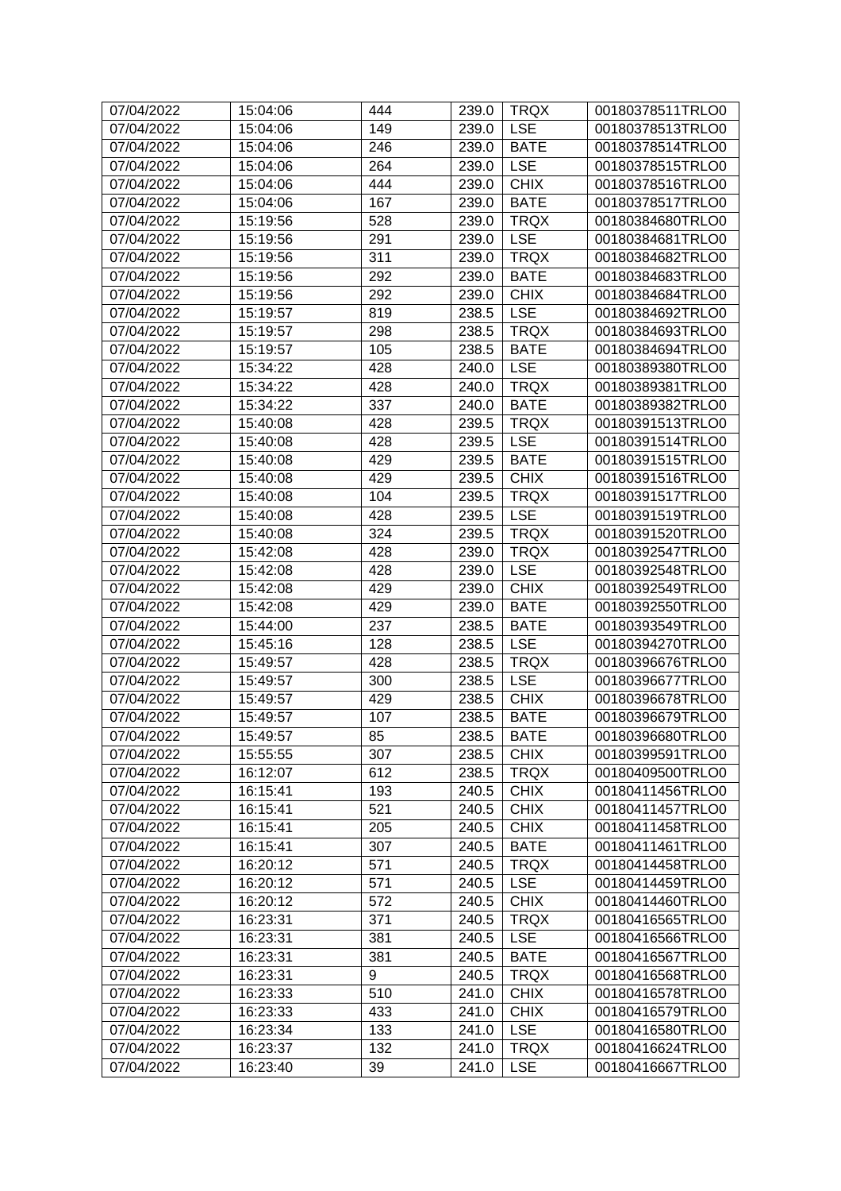| 07/04/2022 | 15:04:06 | 444 | 239.0 | TRQX | 00180378511TRLO0 |
|---|---|---|---|---|---|
| 07/04/2022 | 15:04:06 | 149 | 239.0 | LSE | 00180378513TRLO0 |
| 07/04/2022 | 15:04:06 | 246 | 239.0 | BATE | 00180378514TRLO0 |
| 07/04/2022 | 15:04:06 | 264 | 239.0 | LSE | 00180378515TRLO0 |
| 07/04/2022 | 15:04:06 | 444 | 239.0 | CHIX | 00180378516TRLO0 |
| 07/04/2022 | 15:04:06 | 167 | 239.0 | BATE | 00180378517TRLO0 |
| 07/04/2022 | 15:19:56 | 528 | 239.0 | TRQX | 00180384680TRLO0 |
| 07/04/2022 | 15:19:56 | 291 | 239.0 | LSE | 00180384681TRLO0 |
| 07/04/2022 | 15:19:56 | 311 | 239.0 | TRQX | 00180384682TRLO0 |
| 07/04/2022 | 15:19:56 | 292 | 239.0 | BATE | 00180384683TRLO0 |
| 07/04/2022 | 15:19:56 | 292 | 239.0 | CHIX | 00180384684TRLO0 |
| 07/04/2022 | 15:19:57 | 819 | 238.5 | LSE | 00180384692TRLO0 |
| 07/04/2022 | 15:19:57 | 298 | 238.5 | TRQX | 00180384693TRLO0 |
| 07/04/2022 | 15:19:57 | 105 | 238.5 | BATE | 00180384694TRLO0 |
| 07/04/2022 | 15:34:22 | 428 | 240.0 | LSE | 00180389380TRLO0 |
| 07/04/2022 | 15:34:22 | 428 | 240.0 | TRQX | 00180389381TRLO0 |
| 07/04/2022 | 15:34:22 | 337 | 240.0 | BATE | 00180389382TRLO0 |
| 07/04/2022 | 15:40:08 | 428 | 239.5 | TRQX | 00180391513TRLO0 |
| 07/04/2022 | 15:40:08 | 428 | 239.5 | LSE | 00180391514TRLO0 |
| 07/04/2022 | 15:40:08 | 429 | 239.5 | BATE | 00180391515TRLO0 |
| 07/04/2022 | 15:40:08 | 429 | 239.5 | CHIX | 00180391516TRLO0 |
| 07/04/2022 | 15:40:08 | 104 | 239.5 | TRQX | 00180391517TRLO0 |
| 07/04/2022 | 15:40:08 | 428 | 239.5 | LSE | 00180391519TRLO0 |
| 07/04/2022 | 15:40:08 | 324 | 239.5 | TRQX | 00180391520TRLO0 |
| 07/04/2022 | 15:42:08 | 428 | 239.0 | TRQX | 00180392547TRLO0 |
| 07/04/2022 | 15:42:08 | 428 | 239.0 | LSE | 00180392548TRLO0 |
| 07/04/2022 | 15:42:08 | 429 | 239.0 | CHIX | 00180392549TRLO0 |
| 07/04/2022 | 15:42:08 | 429 | 239.0 | BATE | 00180392550TRLO0 |
| 07/04/2022 | 15:44:00 | 237 | 238.5 | BATE | 00180393549TRLO0 |
| 07/04/2022 | 15:45:16 | 128 | 238.5 | LSE | 00180394270TRLO0 |
| 07/04/2022 | 15:49:57 | 428 | 238.5 | TRQX | 00180396676TRLO0 |
| 07/04/2022 | 15:49:57 | 300 | 238.5 | LSE | 00180396677TRLO0 |
| 07/04/2022 | 15:49:57 | 429 | 238.5 | CHIX | 00180396678TRLO0 |
| 07/04/2022 | 15:49:57 | 107 | 238.5 | BATE | 00180396679TRLO0 |
| 07/04/2022 | 15:49:57 | 85 | 238.5 | BATE | 00180396680TRLO0 |
| 07/04/2022 | 15:55:55 | 307 | 238.5 | CHIX | 00180399591TRLO0 |
| 07/04/2022 | 16:12:07 | 612 | 238.5 | TRQX | 00180409500TRLO0 |
| 07/04/2022 | 16:15:41 | 193 | 240.5 | CHIX | 00180411456TRLO0 |
| 07/04/2022 | 16:15:41 | 521 | 240.5 | CHIX | 00180411457TRLO0 |
| 07/04/2022 | 16:15:41 | 205 | 240.5 | CHIX | 00180411458TRLO0 |
| 07/04/2022 | 16:15:41 | 307 | 240.5 | BATE | 00180411461TRLO0 |
| 07/04/2022 | 16:20:12 | 571 | 240.5 | TRQX | 00180414458TRLO0 |
| 07/04/2022 | 16:20:12 | 571 | 240.5 | LSE | 00180414459TRLO0 |
| 07/04/2022 | 16:20:12 | 572 | 240.5 | CHIX | 00180414460TRLO0 |
| 07/04/2022 | 16:23:31 | 371 | 240.5 | TRQX | 00180416565TRLO0 |
| 07/04/2022 | 16:23:31 | 381 | 240.5 | LSE | 00180416566TRLO0 |
| 07/04/2022 | 16:23:31 | 381 | 240.5 | BATE | 00180416567TRLO0 |
| 07/04/2022 | 16:23:31 | 9 | 240.5 | TRQX | 00180416568TRLO0 |
| 07/04/2022 | 16:23:33 | 510 | 241.0 | CHIX | 00180416578TRLO0 |
| 07/04/2022 | 16:23:33 | 433 | 241.0 | CHIX | 00180416579TRLO0 |
| 07/04/2022 | 16:23:34 | 133 | 241.0 | LSE | 00180416580TRLO0 |
| 07/04/2022 | 16:23:37 | 132 | 241.0 | TRQX | 00180416624TRLO0 |
| 07/04/2022 | 16:23:40 | 39 | 241.0 | LSE | 00180416667TRLO0 |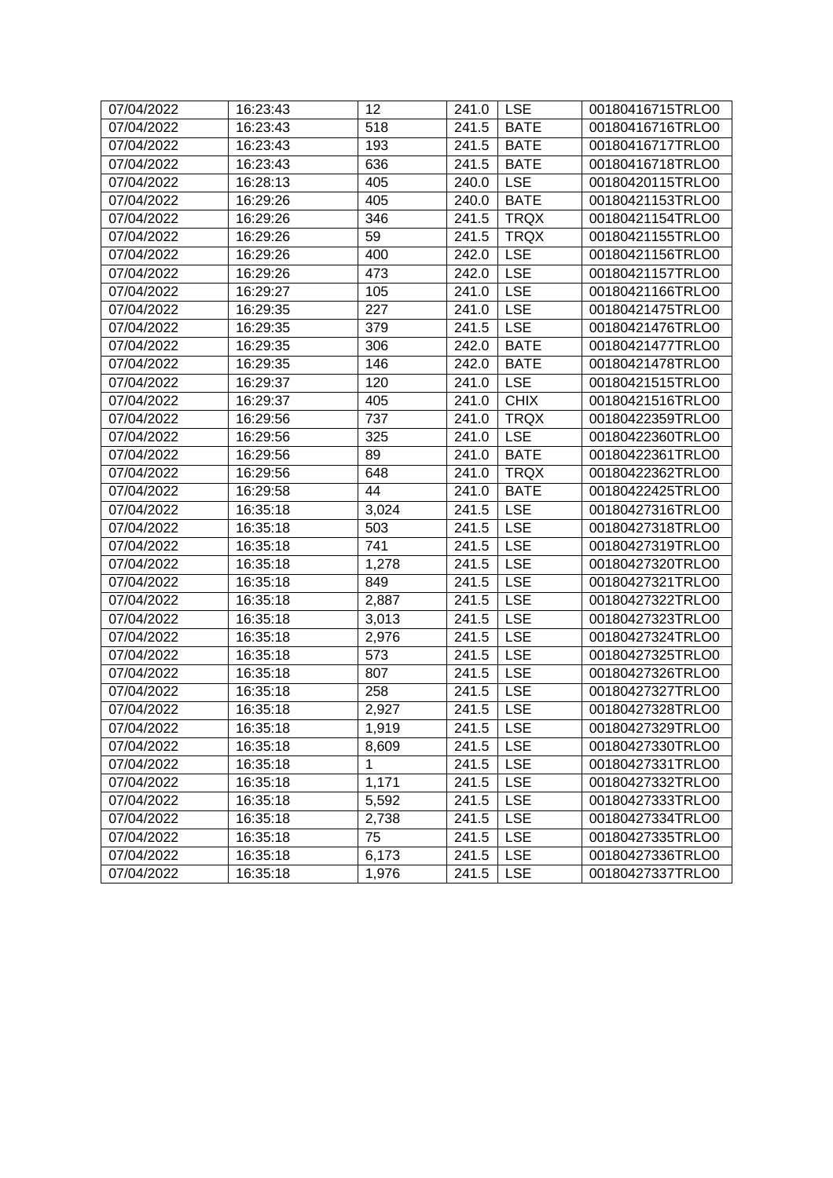| | | | | | |
|---|---|---|---|---|---|
| 07/04/2022 | 16:23:43 | 12 | 241.0 | LSE | 00180416715TRLO0 |
| 07/04/2022 | 16:23:43 | 518 | 241.5 | BATE | 00180416716TRLO0 |
| 07/04/2022 | 16:23:43 | 193 | 241.5 | BATE | 00180416717TRLO0 |
| 07/04/2022 | 16:23:43 | 636 | 241.5 | BATE | 00180416718TRLO0 |
| 07/04/2022 | 16:28:13 | 405 | 240.0 | LSE | 00180420115TRLO0 |
| 07/04/2022 | 16:29:26 | 405 | 240.0 | BATE | 00180421153TRLO0 |
| 07/04/2022 | 16:29:26 | 346 | 241.5 | TRQX | 00180421154TRLO0 |
| 07/04/2022 | 16:29:26 | 59 | 241.5 | TRQX | 00180421155TRLO0 |
| 07/04/2022 | 16:29:26 | 400 | 242.0 | LSE | 00180421156TRLO0 |
| 07/04/2022 | 16:29:26 | 473 | 242.0 | LSE | 00180421157TRLO0 |
| 07/04/2022 | 16:29:27 | 105 | 241.0 | LSE | 00180421166TRLO0 |
| 07/04/2022 | 16:29:35 | 227 | 241.0 | LSE | 00180421475TRLO0 |
| 07/04/2022 | 16:29:35 | 379 | 241.5 | LSE | 00180421476TRLO0 |
| 07/04/2022 | 16:29:35 | 306 | 242.0 | BATE | 00180421477TRLO0 |
| 07/04/2022 | 16:29:35 | 146 | 242.0 | BATE | 00180421478TRLO0 |
| 07/04/2022 | 16:29:37 | 120 | 241.0 | LSE | 00180421515TRLO0 |
| 07/04/2022 | 16:29:37 | 405 | 241.0 | CHIX | 00180421516TRLO0 |
| 07/04/2022 | 16:29:56 | 737 | 241.0 | TRQX | 00180422359TRLO0 |
| 07/04/2022 | 16:29:56 | 325 | 241.0 | LSE | 00180422360TRLO0 |
| 07/04/2022 | 16:29:56 | 89 | 241.0 | BATE | 00180422361TRLO0 |
| 07/04/2022 | 16:29:56 | 648 | 241.0 | TRQX | 00180422362TRLO0 |
| 07/04/2022 | 16:29:58 | 44 | 241.0 | BATE | 00180422425TRLO0 |
| 07/04/2022 | 16:35:18 | 3,024 | 241.5 | LSE | 00180427316TRLO0 |
| 07/04/2022 | 16:35:18 | 503 | 241.5 | LSE | 00180427318TRLO0 |
| 07/04/2022 | 16:35:18 | 741 | 241.5 | LSE | 00180427319TRLO0 |
| 07/04/2022 | 16:35:18 | 1,278 | 241.5 | LSE | 00180427320TRLO0 |
| 07/04/2022 | 16:35:18 | 849 | 241.5 | LSE | 00180427321TRLO0 |
| 07/04/2022 | 16:35:18 | 2,887 | 241.5 | LSE | 00180427322TRLO0 |
| 07/04/2022 | 16:35:18 | 3,013 | 241.5 | LSE | 00180427323TRLO0 |
| 07/04/2022 | 16:35:18 | 2,976 | 241.5 | LSE | 00180427324TRLO0 |
| 07/04/2022 | 16:35:18 | 573 | 241.5 | LSE | 00180427325TRLO0 |
| 07/04/2022 | 16:35:18 | 807 | 241.5 | LSE | 00180427326TRLO0 |
| 07/04/2022 | 16:35:18 | 258 | 241.5 | LSE | 00180427327TRLO0 |
| 07/04/2022 | 16:35:18 | 2,927 | 241.5 | LSE | 00180427328TRLO0 |
| 07/04/2022 | 16:35:18 | 1,919 | 241.5 | LSE | 00180427329TRLO0 |
| 07/04/2022 | 16:35:18 | 8,609 | 241.5 | LSE | 00180427330TRLO0 |
| 07/04/2022 | 16:35:18 | 1 | 241.5 | LSE | 00180427331TRLO0 |
| 07/04/2022 | 16:35:18 | 1,171 | 241.5 | LSE | 00180427332TRLO0 |
| 07/04/2022 | 16:35:18 | 5,592 | 241.5 | LSE | 00180427333TRLO0 |
| 07/04/2022 | 16:35:18 | 2,738 | 241.5 | LSE | 00180427334TRLO0 |
| 07/04/2022 | 16:35:18 | 75 | 241.5 | LSE | 00180427335TRLO0 |
| 07/04/2022 | 16:35:18 | 6,173 | 241.5 | LSE | 00180427336TRLO0 |
| 07/04/2022 | 16:35:18 | 1,976 | 241.5 | LSE | 00180427337TRLO0 |